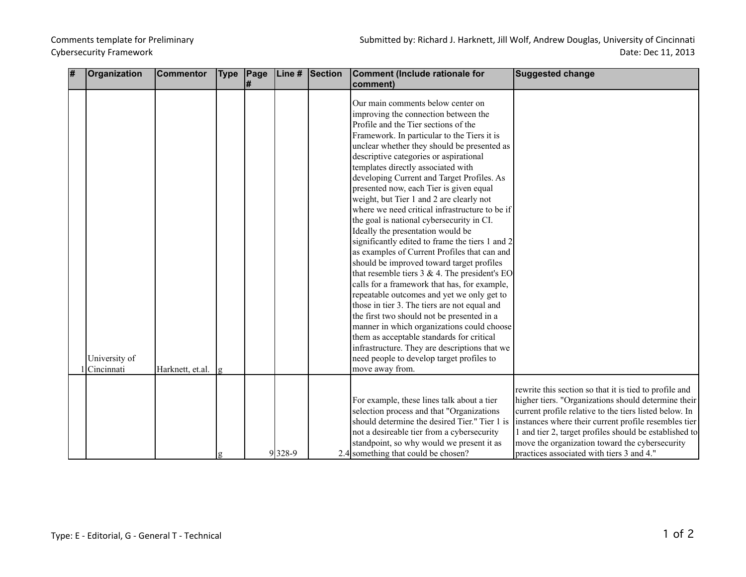Comments template for Preliminary Cybersecurity Framework

Submitted by: Richard J. Harknett, Jill Wolf, Andrew Douglas, University of Cincinnati

Date: Dec 11, 2013

| # | Organization | Commentor | Type | Page # | Line # | Section | Comment (Include rationale for comment) | Suggested change |
|---|---|---|---|---|---|---|---|---|
| 1 | University of Cincinnati | Harknett, et.al. | g | | | | Our main comments below center on improving the connection between the Profile and the Tier sections of the Framework. In particular to the Tiers it is unclear whether they should be presented as descriptive categories or aspirational templates directly associated with developing Current and Target Profiles. As presented now, each Tier is given equal weight, but Tier 1 and 2 are clearly not where we need critical infrastructure to be if the goal is national cybersecurity in CI. Ideally the presentation would be significantly edited to frame the tiers 1 and 2 as examples of Current Profiles that can and should be improved toward target profiles that resemble tiers 3 & 4. The president's EO calls for a framework that has, for example, repeatable outcomes and yet we only get to those in tier 3. The tiers are not equal and the first two should not be presented in a manner in which organizations could choose them as acceptable standards for critical infrastructure. They are descriptions that we need people to develop target profiles to move away from. | |
| | | | g | 9 | 328-9 | 2.4 | For example, these lines talk about a tier selection process and that "Organizations should determine the desired Tier." Tier 1 is not a desireable tier from a cybersecurity standpoint, so why would we present it as something that could be chosen? | rewrite this section so that it is tied to profile and higher tiers. "Organizations should determine their current profile relative to the tiers listed below. In instances where their current profile resembles tier 1 and tier 2, target profiles should be established to move the organization toward the cybersecurity practices associated with tiers 3 and 4." |

Type: E - Editorial, G - General T - Technical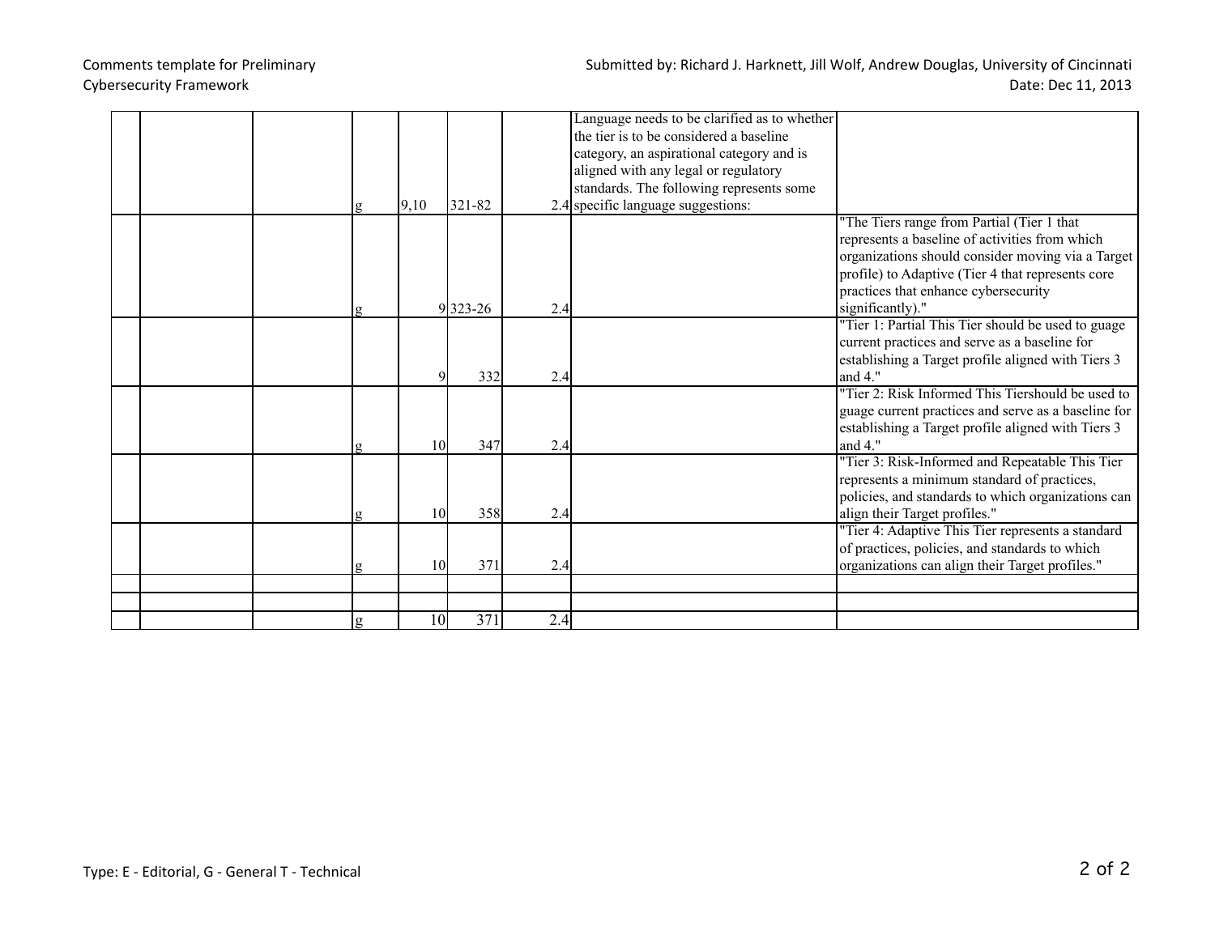| | | | | | | | | |
|---|---|---|---|---|---|---|---|---|
| | | | g | 9,10 | 321-82 | 2.4 | Language needs to be clarified as to whether the tier is to be considered a baseline category, an aspirational category and is aligned with any legal or regulatory standards. The following represents some specific language suggestions: | |
| | | | g | 9 | 323-26 | 2.4 | | "The Tiers range from Partial (Tier 1 that represents a baseline of activities from which organizations should consider moving via a Target profile) to Adaptive (Tier 4 that represents core practices that enhance cybersecurity significantly)." |
| | | | | 9 | 332 | 2.4 | | "Tier 1: Partial This Tier should be used to guage current practices and serve as a baseline for establishing a Target profile aligned with Tiers 3 and 4." |
| | | | g | 10 | 347 | 2.4 | | "Tier 2: Risk Informed This Tiershould be used to guage current practices and serve as a baseline for establishing a Target profile aligned with Tiers 3 and 4." |
| | | | g | 10 | 358 | 2.4 | | "Tier 3: Risk-Informed and Repeatable This Tier represents a minimum standard of practices, policies, and standards to which organizations can align their Target profiles." |
| | | | g | 10 | 371 | 2.4 | | "Tier 4: Adaptive This Tier represents a standard of practices, policies, and standards to which organizations can align their Target profiles." |
| | | | | | | | | |
| | | | | | | | | |
| | | | g | 10 | 371 | 2.4 | | |

Type: E - Editorial, G - General T - Technical